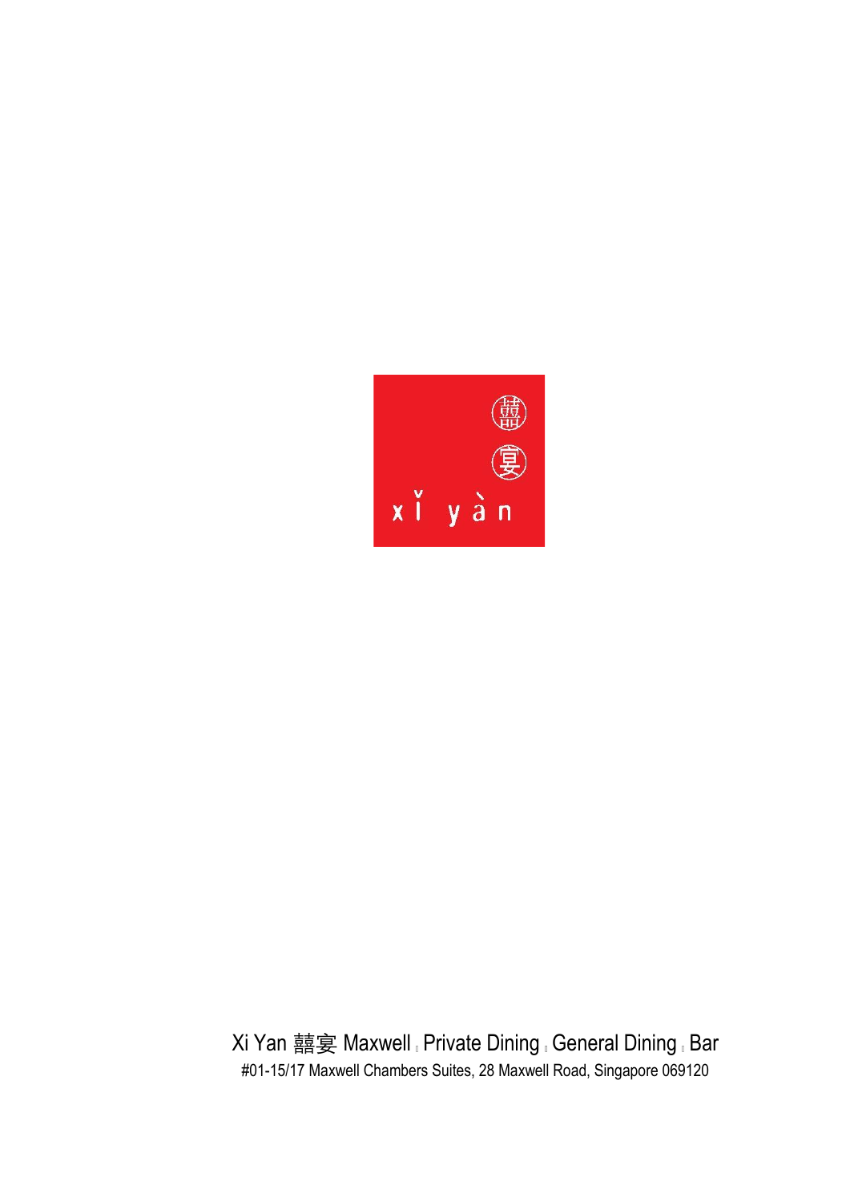囍

宴

xǐ yàn

Xi Yan 囍宴 Maxwell | Private Dining | General Dining | Bar

#01-15/17 Maxwell Chambers Suites, 28 Maxwell Road, Singapore 069120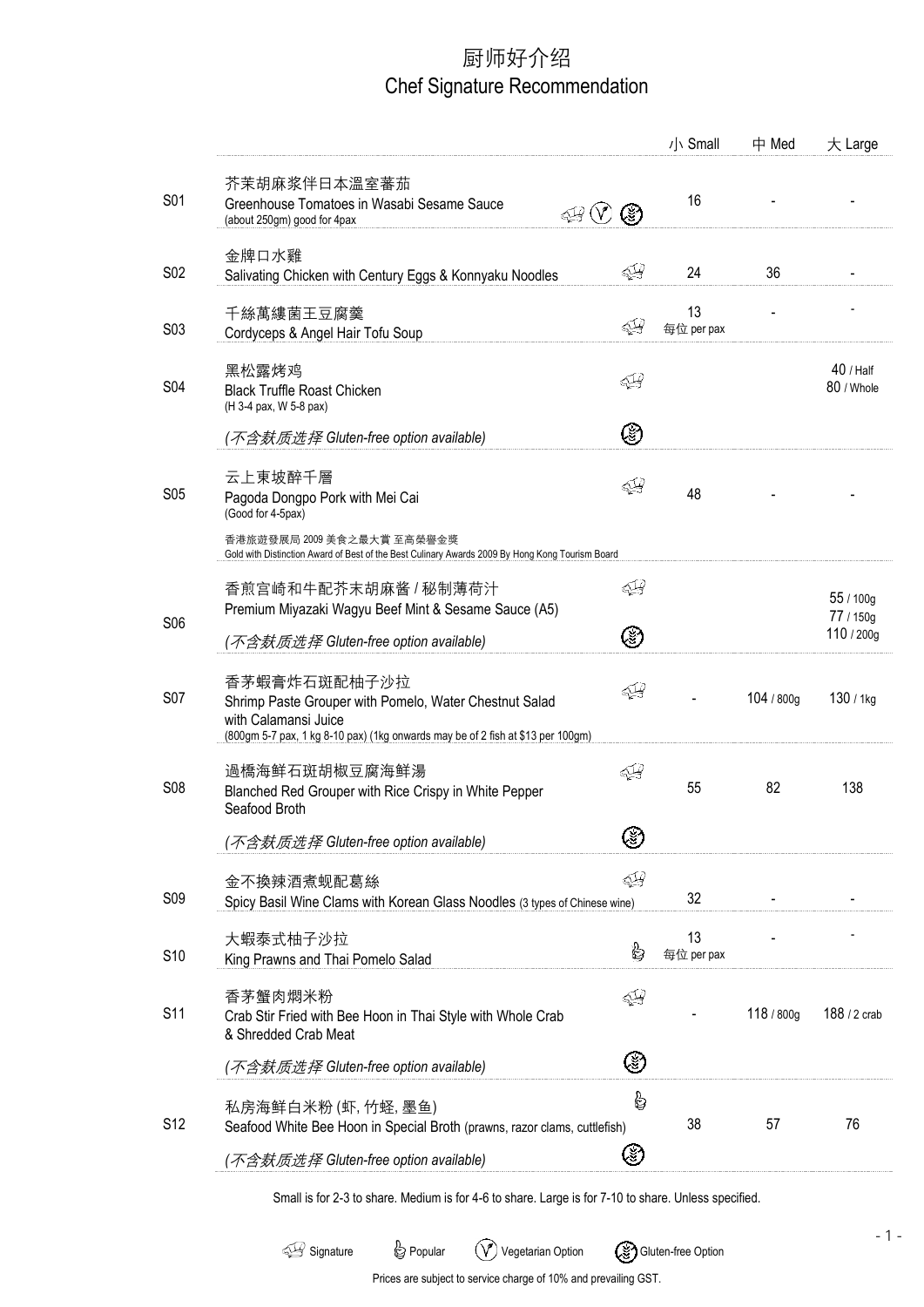# 厨师好介绍
# Chef Signature Recommendation

| | | | 小 Small | 中 Med | 大 Large |
|---|---|---|---|---|---|
| S01 | 芥茉胡麻浆伴日本温室蕃茄<br>Greenhouse Tomatoes in Wasabi Sesame Sauce<br>(about 250gm) good for 4pax | Signature, Vegetarian Option, Gluten-free Option | 16 | - | - |
| S02 | 金牌口水雞<br>Salivating Chicken with Century Eggs & Konnyaku Noodles | Signature | 24 | 36 | - |
| S03 | 千絲萬縷菌王豆腐羹<br>Cordyceps & Angel Hair Tofu Soup | Signature | 13<br>每位 per pax | - | - |
| S04 | 黑松露烤鸡<br>Black Truffle Roast Chicken<br>(H 3-4 pax, W 5-8 pax)<br>*(不含麸质选择 Gluten-free option available)* | Signature, Gluten-free Option | | | 40 / Half<br>80 / Whole |
| S05 | 云上東坡醉千層<br>Pagoda Dongpo Pork with Mei Cai<br>(Good for 4-5pax)<br>香港旅遊發展局 2009 美食之最大賞 至高榮譽金獎<br>Gold with Distinction Award of Best of the Best Culinary Awards 2009 By Hong Kong Tourism Board | Signature | 48 | - | - |
| S06 | 香煎宫崎和牛配芥末胡麻酱 / 秘制薄荷汁<br>Premium Miyazaki Wagyu Beef Mint & Sesame Sauce (A5)<br>*(不含麸质选择 Gluten-free option available)* | Signature, Gluten-free Option | | | 55 / 100g<br>77 / 150g<br>110 / 200g |
| S07 | 香茅蝦膏炸石斑配柚子沙拉<br>Shrimp Paste Grouper with Pomelo, Water Chestnut Salad with Calamansi Juice<br>(800gm 5-7 pax, 1 kg 8-10 pax) (1kg onwards may be of 2 fish at $13 per 100gm) | Signature | - | 104 / 800g | 130 / 1kg |
| S08 | 過橋海鮮石斑胡椒豆腐海鮮湯<br>Blanched Red Grouper with Rice Crispy in White Pepper Seafood Broth<br>*(不含麸质选择 Gluten-free option available)* | Signature, Gluten-free Option | 55 | 82 | 138 |
| S09 | 金不換辣酒煮蚬配葛絲<br>Spicy Basil Wine Clams with Korean Glass Noodles (3 types of Chinese wine) | Signature | 32 | - | - |
| S10 | 大蝦泰式柚子沙拉<br>King Prawns and Thai Pomelo Salad | Popular | 13<br>每位 per pax | - | - |
| S11 | 香茅蟹肉焖米粉<br>Crab Stir Fried with Bee Hoon in Thai Style with Whole Crab & Shredded Crab Meat<br>*(不含麸质选择 Gluten-free option available)* | Signature, Gluten-free Option | - | 118 / 800g | 188 / 2 crab |
| S12 | 私房海鲜白米粉 (虾, 竹蛏, 墨鱼)<br>Seafood White Bee Hoon in Special Broth (prawns, razor clams, cuttlefish)<br>*(不含麸质选择 Gluten-free option available)* | Popular, Gluten-free Option | 38 | 57 | 76 |

Small is for 2-3 to share. Medium is for 4-6 to share. Large is for 7-10 to share. Unless specified.

Signature | Popular | Vegetarian Option | Gluten-free Option

Prices are subject to service charge of 10% and prevailing GST.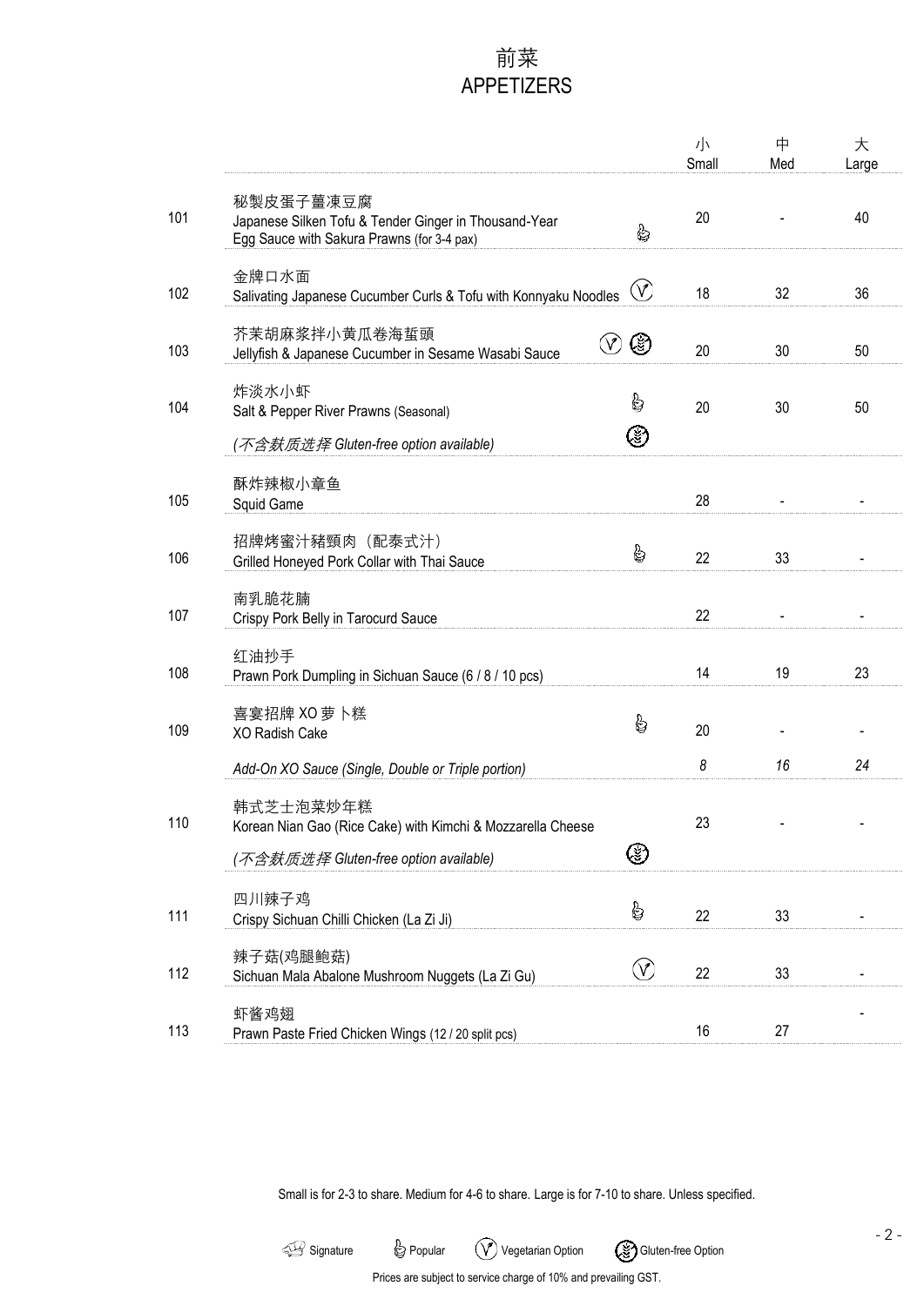# 前菜
# APPETIZERS

| | | | 小 Small | 中 Med | 大 Large |
|---|---|---|---|---|---|
| 101 | 秘製皮蛋子薑凍豆腐<br>Japanese Silken Tofu & Tender Ginger in Thousand-Year Egg Sauce with Sakura Prawns (for 3-4 pax) | Popular | 20 | - | 40 |
| 102 | 金牌口水面<br>Salivating Japanese Cucumber Curls & Tofu with Konnyaku Noodles | Vegetarian Option | 18 | 32 | 36 |
| 103 | 芥茉胡麻浆拌小黄瓜卷海蜇頭<br>Jellyfish & Japanese Cucumber in Sesame Wasabi Sauce | Vegetarian Option, Gluten-free Option | 20 | 30 | 50 |
| 104 | 炸淡水小虾<br>Salt & Pepper River Prawns (Seasonal)<br>*(不含麸质选择 Gluten-free option available)* | Popular, Gluten-free Option | 20 | 30 | 50 |
| 105 | 酥炸辣椒小章鱼<br>Squid Game | | 28 | - | - |
| 106 | 招牌烤蜜汁豬頸肉（配泰式汁）<br>Grilled Honeyed Pork Collar with Thai Sauce | Popular | 22 | 33 | - |
| 107 | 南乳脆花腩<br>Crispy Pork Belly in Tarocurd Sauce | | 22 | - | - |
| 108 | 红油抄手<br>Prawn Pork Dumpling in Sichuan Sauce (6 / 8 / 10 pcs) | | 14 | 19 | 23 |
| 109 | 喜宴招牌 XO 萝卜糕<br>XO Radish Cake | Popular | 20 | - | - |
| | *Add-On XO Sauce (Single, Double or Triple portion)* | | *8* | *16* | *24* |
| 110 | 韩式芝士泡菜炒年糕<br>Korean Nian Gao (Rice Cake) with Kimchi & Mozzarella Cheese<br>*(不含麸质选择 Gluten-free option available)* | Gluten-free Option | 23 | - | - |
| 111 | 四川辣子鸡<br>Crispy Sichuan Chilli Chicken (La Zi Ji) | Popular | 22 | 33 | - |
| 112 | 辣子菇(鸡腿鲍菇)<br>Sichuan Mala Abalone Mushroom Nuggets (La Zi Gu) | Vegetarian Option | 22 | 33 | - |
| 113 | 虾酱鸡翅<br>Prawn Paste Fried Chicken Wings (12 / 20 split pcs) | | 16 | 27 | - |

Small is for 2-3 to share. Medium for 4-6 to share. Large is for 7-10 to share. Unless specified.

Signature | Popular | Vegetarian Option | Gluten-free Option

Prices are subject to service charge of 10% and prevailing GST.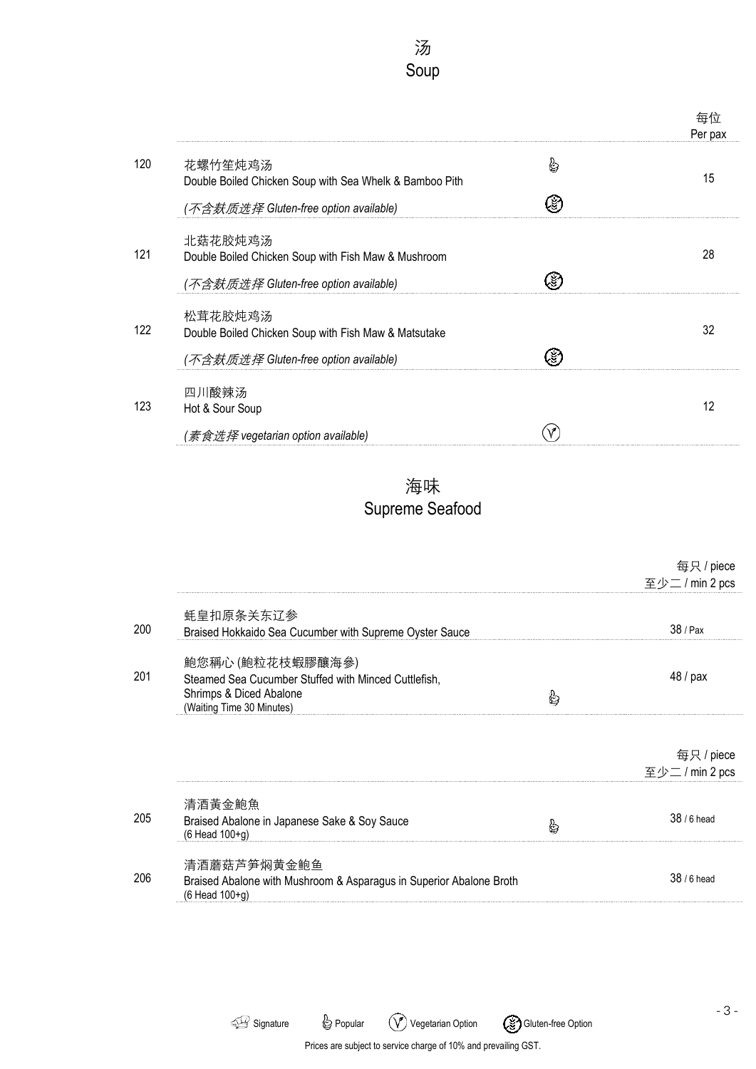# 汤
# Soup

| | | | 每位 Per pax |
|---|---|---|---|
| 120 | 花螺竹笙炖鸡汤<br>Double Boiled Chicken Soup with Sea Whelk & Bamboo Pith<br>*(不含麸质选择 Gluten-free option available)* | Popular, Gluten-free Option | 15 |
| 121 | 北菇花胶炖鸡汤<br>Double Boiled Chicken Soup with Fish Maw & Mushroom<br>*(不含麸质选择 Gluten-free option available)* | Gluten-free Option | 28 |
| 122 | 松茸花胶炖鸡汤<br>Double Boiled Chicken Soup with Fish Maw & Matsutake<br>*(不含麸质选择 Gluten-free option available)* | Gluten-free Option | 32 |
| 123 | 四川酸辣汤<br>Hot & Sour Soup<br>*(素食选择 vegetarian option available)* | Vegetarian Option | 12 |

# 海味
# Supreme Seafood

| | | | 每只 / piece 至少二 / min 2 pcs |
|---|---|---|---|
| 200 | 蚝皇扣原条关东辽参<br>Braised Hokkaido Sea Cucumber with Supreme Oyster Sauce | | 38 / Pax |
| 201 | 鮑您稱心 (鮑粒花枝蝦膠釀海参)<br>Steamed Sea Cucumber Stuffed with Minced Cuttlefish, Shrimps & Diced Abalone<br>(Waiting Time 30 Minutes) | Popular | 48 / pax |

| | | | 每只 / piece 至少二 / min 2 pcs |
|---|---|---|---|
| 205 | 清酒黄金鮑魚<br>Braised Abalone in Japanese Sake & Soy Sauce<br>(6 Head 100+g) | Popular | 38 / 6 head |
| 206 | 清酒蘑菇芦笋焖黄金鮑鱼<br>Braised Abalone with Mushroom & Asparagus in Superior Abalone Broth<br>(6 Head 100+g) | | 38 / 6 head |

Signature | Popular | Vegetarian Option | Gluten-free Option

Prices are subject to service charge of 10% and prevailing GST.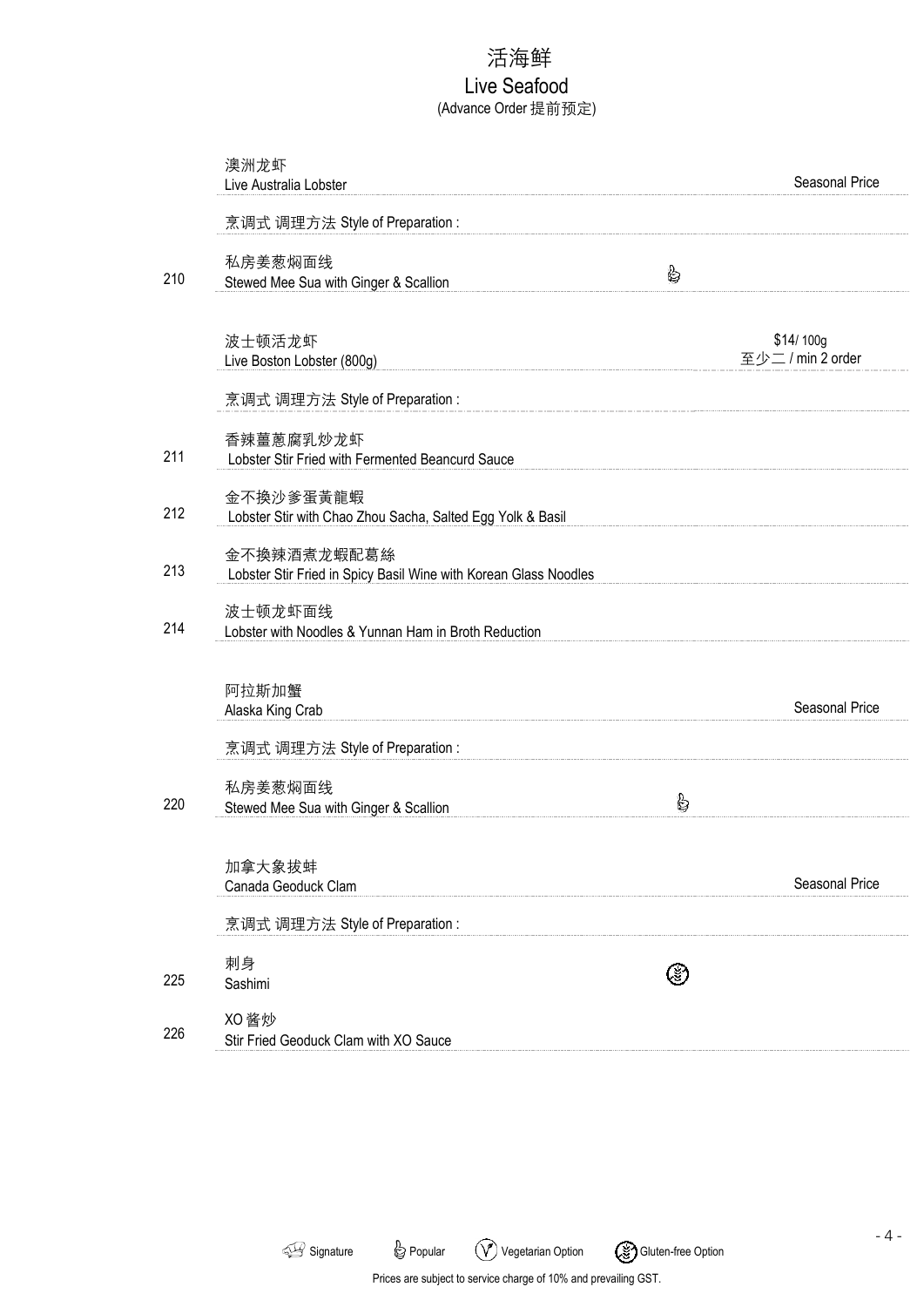# 活海鲜
## Live Seafood
(Advance Order 提前预定)

| No. | Item | | Price |
|---|---|---|---|
| | 澳洲龙虾<br>Live Australia Lobster | | Seasonal Price |
| | 烹调式 调理方法 Style of Preparation : | | |
| 210 | 私房姜葱焖面线<br>Stewed Mee Sua with Ginger & Scallion | Popular | |
| | 波士顿活龙虾<br>Live Boston Lobster (800g) | | $14/ 100g<br>至少二 / min 2 order |
| | 烹调式 调理方法 Style of Preparation : | | |
| 211 | 香辣薑蔥腐乳炒龙虾<br>Lobster Stir Fried with Fermented Beancurd Sauce | | |
| 212 | 金不换沙爹蛋黃龍蝦<br>Lobster Stir with Chao Zhou Sacha, Salted Egg Yolk & Basil | | |
| 213 | 金不换辣酒煮龙蝦配葛絲<br>Lobster Stir Fried in Spicy Basil Wine with Korean Glass Noodles | | |
| 214 | 波士顿龙虾面线<br>Lobster with Noodles & Yunnan Ham in Broth Reduction | | |
| | 阿拉斯加蟹<br>Alaska King Crab | | Seasonal Price |
| | 烹调式 调理方法 Style of Preparation : | | |
| 220 | 私房姜葱焖面线<br>Stewed Mee Sua with Ginger & Scallion | Popular | |
| | 加拿大象拔蚌<br>Canada Geoduck Clam | | Seasonal Price |
| | 烹调式 调理方法 Style of Preparation : | | |
| 225 | 刺身<br>Sashimi | Gluten-free Option | |
| 226 | XO 酱炒<br>Stir Fried Geoduck Clam with XO Sauce | | |

Signature | Popular | Vegetarian Option | Gluten-free Option

Prices are subject to service charge of 10% and prevailing GST.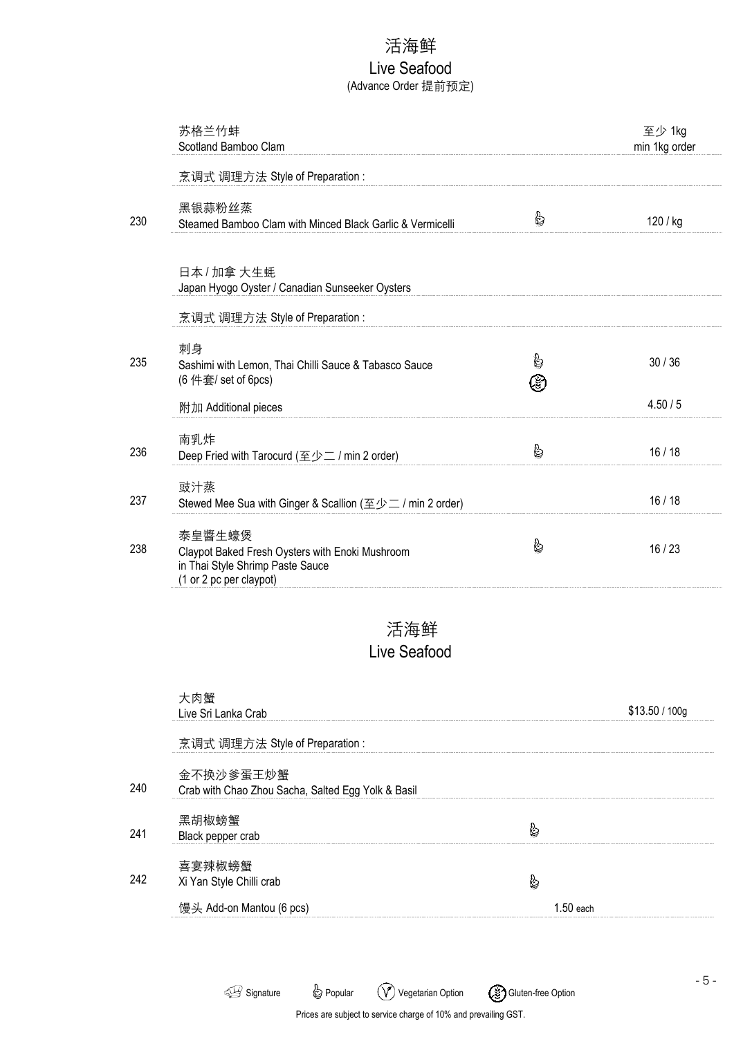# 活海鲜
# Live Seafood
(Advance Order 提前预定)

| | | | |
|---|---|---|---|
| | 苏格兰竹蚌<br>Scotland Bamboo Clam | | 至少 1kg<br>min 1kg order |
| | 烹调式 调理方法 Style of Preparation : | | |
| 230 | 黑银蒜粉丝蒸<br>Steamed Bamboo Clam with Minced Black Garlic & Vermicelli | Popular | 120 / kg |
| | 日本 / 加拿 大生蚝<br>Japan Hyogo Oyster / Canadian Sunseeker Oysters | | |
| | 烹调式 调理方法 Style of Preparation : | | |
| 235 | 刺身<br>Sashimi with Lemon, Thai Chilli Sauce & Tabasco Sauce<br>(6 件套/ set of 6pcs) | Popular, Gluten-free Option | 30 / 36 |
| | 附加 Additional pieces | | 4.50 / 5 |
| 236 | 南乳炸<br>Deep Fried with Tarocurd (至少二 / min 2 order) | Popular | 16 / 18 |
| 237 | 豉汁蒸<br>Stewed Mee Sua with Ginger & Scallion (至少二 / min 2 order) | | 16 / 18 |
| 238 | 泰皇醬生蠔煲<br>Claypot Baked Fresh Oysters with Enoki Mushroom in Thai Style Shrimp Paste Sauce<br>(1 or 2 pc per claypot) | Popular | 16 / 23 |

# 活海鲜
# Live Seafood

| | | | |
|---|---|---|---|
| | 大肉蟹<br>Live Sri Lanka Crab | | $13.50 / 100g |
| | 烹调式 调理方法 Style of Preparation : | | |
| 240 | 金不换沙爹蛋王炒蟹<br>Crab with Chao Zhou Sacha, Salted Egg Yolk & Basil | | |
| 241 | 黑胡椒螃蟹<br>Black pepper crab | Popular | |
| 242 | 喜宴辣椒螃蟹<br>Xi Yan Style Chilli crab | Popular | |
| | 馒头 Add-on Mantou (6 pcs) | 1.50 each | |

Signature | Popular | Vegetarian Option | Gluten-free Option

Prices are subject to service charge of 10% and prevailing GST.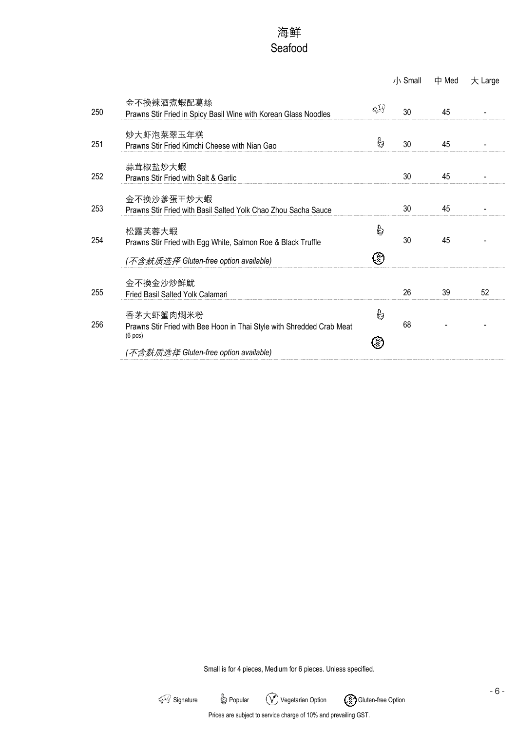# 海鲜
# Seafood

| | | | 小 Small | 中 Med | 大 Large |
|---|---|---|---|---|---|
| 250 | 金不换辣酒煮蝦配葛絲<br>Prawns Stir Fried in Spicy Basil Wine with Korean Glass Noodles | Signature | 30 | 45 | - |
| 251 | 炒大虾泡菜翠玉年糕<br>Prawns Stir Fried Kimchi Cheese with Nian Gao | Popular | 30 | 45 | - |
| 252 | 蒜茸椒盐炒大蝦<br>Prawns Stir Fried with Salt & Garlic | | 30 | 45 | - |
| 253 | 金不换沙爹蛋王炒大蝦<br>Prawns Stir Fried with Basil Salted Yolk Chao Zhou Sacha Sauce | | 30 | 45 | - |
| 254 | 松露芙蓉大蝦<br>Prawns Stir Fried with Egg White, Salmon Roe & Black Truffle<br>*(不含麸质选择 Gluten-free option available)* | Popular<br>Gluten-free Option | 30 | 45 | - |
| 255 | 金不换金沙炒鲜鱿<br>Fried Basil Salted Yolk Calamari | | 26 | 39 | 52 |
| 256 | 香茅大虾蟹肉焖米粉<br>Prawns Stir Fried with Bee Hoon in Thai Style with Shredded Crab Meat<br>(6 pcs)<br>*(不含麸质选择 Gluten-free option available)* | Popular<br>Gluten-free Option | 68 | - | - |

Small is for 4 pieces, Medium for 6 pieces. Unless specified.

Signature | Popular | Vegetarian Option | Gluten-free Option

Prices are subject to service charge of 10% and prevailing GST.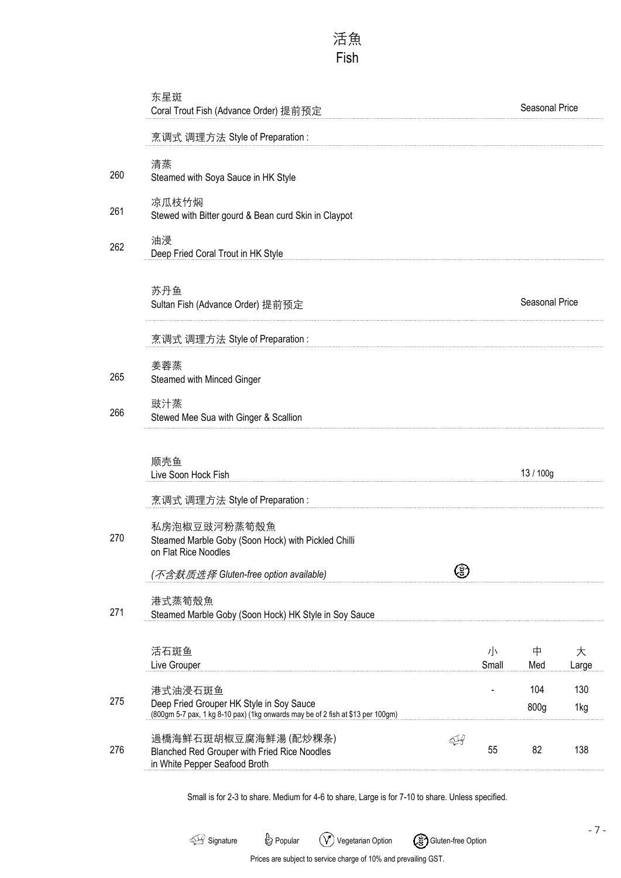# 活魚
# Fish

| No. | Item | | Price |
|---|---|---|---|
| | 东星斑<br>Coral Trout Fish (Advance Order) 提前预定 | | Seasonal Price |
| | 烹调式 调理方法 Style of Preparation : | | |
| 260 | 清蒸<br>Steamed with Soya Sauce in HK Style | | |
| 261 | 凉瓜枝竹焖<br>Stewed with Bitter gourd & Bean curd Skin in Claypot | | |
| 262 | 油浸<br>Deep Fried Coral Trout in HK Style | | |
| | 苏丹鱼<br>Sultan Fish (Advance Order) 提前预定 | | Seasonal Price |
| | 烹调式 调理方法 Style of Preparation : | | |
| 265 | 姜蓉蒸<br>Steamed with Minced Ginger | | |
| 266 | 豉汁蒸<br>Stewed Mee Sua with Ginger & Scallion | | |
| | 顺壳鱼<br>Live Soon Hock Fish | | 13 / 100g |
| | 烹调式 调理方法 Style of Preparation : | | |
| 270 | 私房泡椒豆豉河粉蒸筍殼魚<br>Steamed Marble Goby (Soon Hock) with Pickled Chilli on Flat Rice Noodles<br>*(不含麸质选择 Gluten-free option available)* | Gluten-free Option | |
| 271 | 港式蒸筍殼魚<br>Steamed Marble Goby (Soon Hock) HK Style in Soy Sauce | | |

| No. | 活石斑鱼<br>Live Grouper | | 小<br>Small | 中<br>Med | 大<br>Large |
|---|---|---|---|---|---|
| 275 | 港式油浸石斑鱼<br>Deep Fried Grouper HK Style in Soy Sauce<br>(800gm 5-7 pax, 1 kg 8-10 pax) (1kg onwards may be of 2 fish at $13 per 100gm) | | - | 104<br>800g | 130<br>1kg |
| 276 | 過橋海鮮石斑胡椒豆腐海鮮湯 (配炒粿条)<br>Blanched Red Grouper with Fried Rice Noodles in White Pepper Seafood Broth | Signature | 55 | 82 | 138 |

Small is for 2-3 to share. Medium for 4-6 to share, Large is for 7-10 to share. Unless specified.

Signature | Popular | Vegetarian Option | Gluten-free Option

Prices are subject to service charge of 10% and prevailing GST.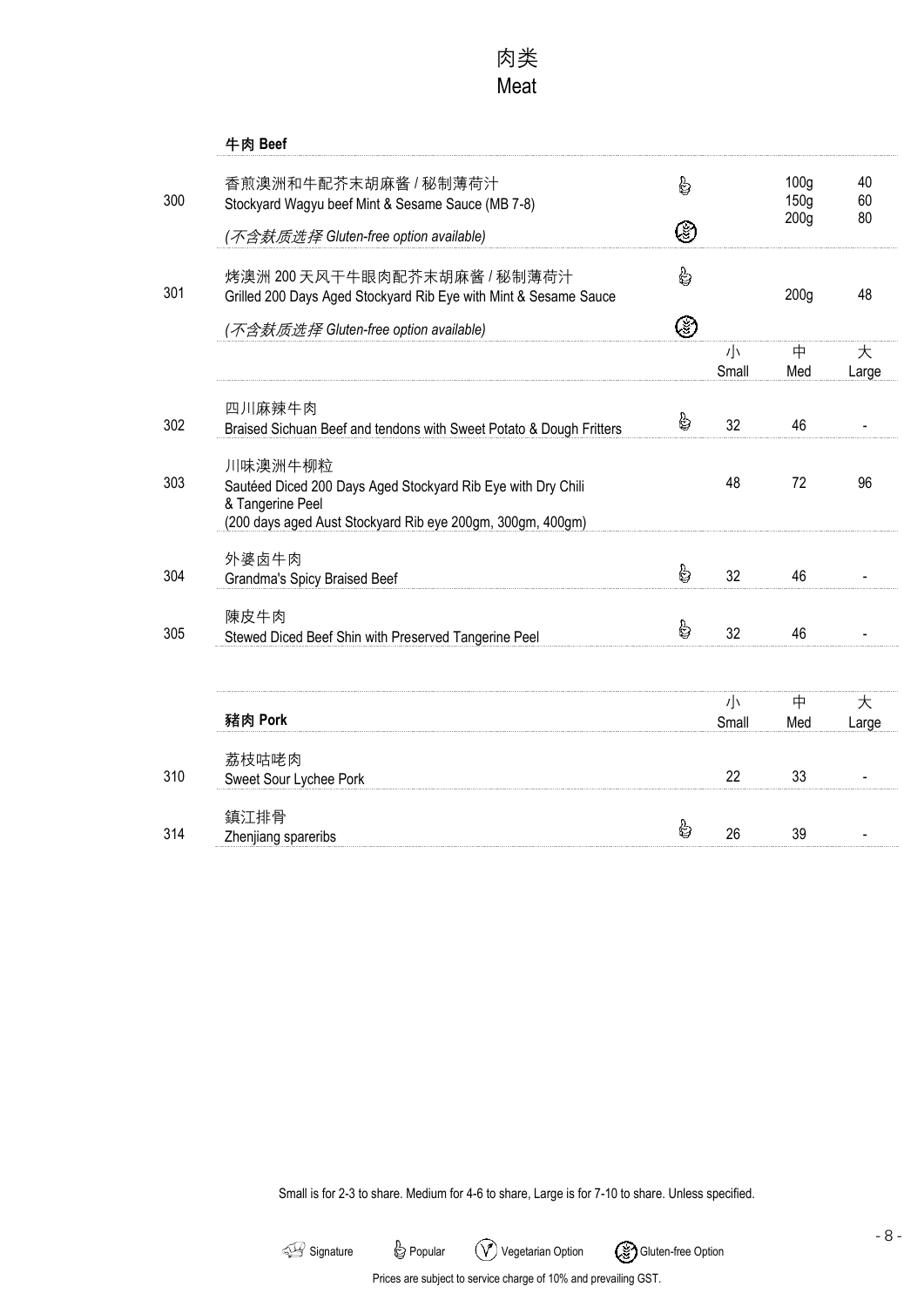# 肉类
# Meat

## 牛肉 Beef

| No. | Item | Icons | Small | Med | Large |
|---|---|---|---|---|---|
| 300 | 香煎澳洲和牛配芥末胡麻酱 / 秘制薄荷汁<br>Stockyard Wagyu beef Mint & Sesame Sauce (MB 7-8)<br>*(不含麸质选择 Gluten-free option available)* | Popular, Gluten-free Option | | 100g<br>150g<br>200g | 40<br>60<br>80 |
| 301 | 烤澳洲 200 天风干牛眼肉配芥末胡麻酱 / 秘制薄荷汁<br>Grilled 200 Days Aged Stockyard Rib Eye with Mint & Sesame Sauce<br>*(不含麸质选择 Gluten-free option available)* | Popular, Gluten-free Option | | 200g | 48 |

| No. | Item | Icons | 小<br>Small | 中<br>Med | 大<br>Large |
|---|---|---|---|---|---|
| 302 | 四川麻辣牛肉<br>Braised Sichuan Beef and tendons with Sweet Potato & Dough Fritters | Popular | 32 | 46 | - |
| 303 | 川味澳洲牛柳粒<br>Sautéed Diced 200 Days Aged Stockyard Rib Eye with Dry Chili & Tangerine Peel<br>(200 days aged Aust Stockyard Rib eye 200gm, 300gm, 400gm) | | 48 | 72 | 96 |
| 304 | 外婆卤牛肉<br>Grandma's Spicy Braised Beef | Popular | 32 | 46 | - |
| 305 | 陳皮牛肉<br>Stewed Diced Beef Shin with Preserved Tangerine Peel | Popular | 32 | 46 | - |

## 豬肉 Pork

| No. | Item | Icons | 小<br>Small | 中<br>Med | 大<br>Large |
|---|---|---|---|---|---|
| 310 | 荔枝咕咾肉<br>Sweet Sour Lychee Pork | | 22 | 33 | - |
| 314 | 鎮江排骨<br>Zhenjiang spareribs | Popular | 26 | 39 | - |

Small is for 2-3 to share. Medium for 4-6 to share, Large is for 7-10 to share. Unless specified.

Signature | Popular | Vegetarian Option | Gluten-free Option

Prices are subject to service charge of 10% and prevailing GST.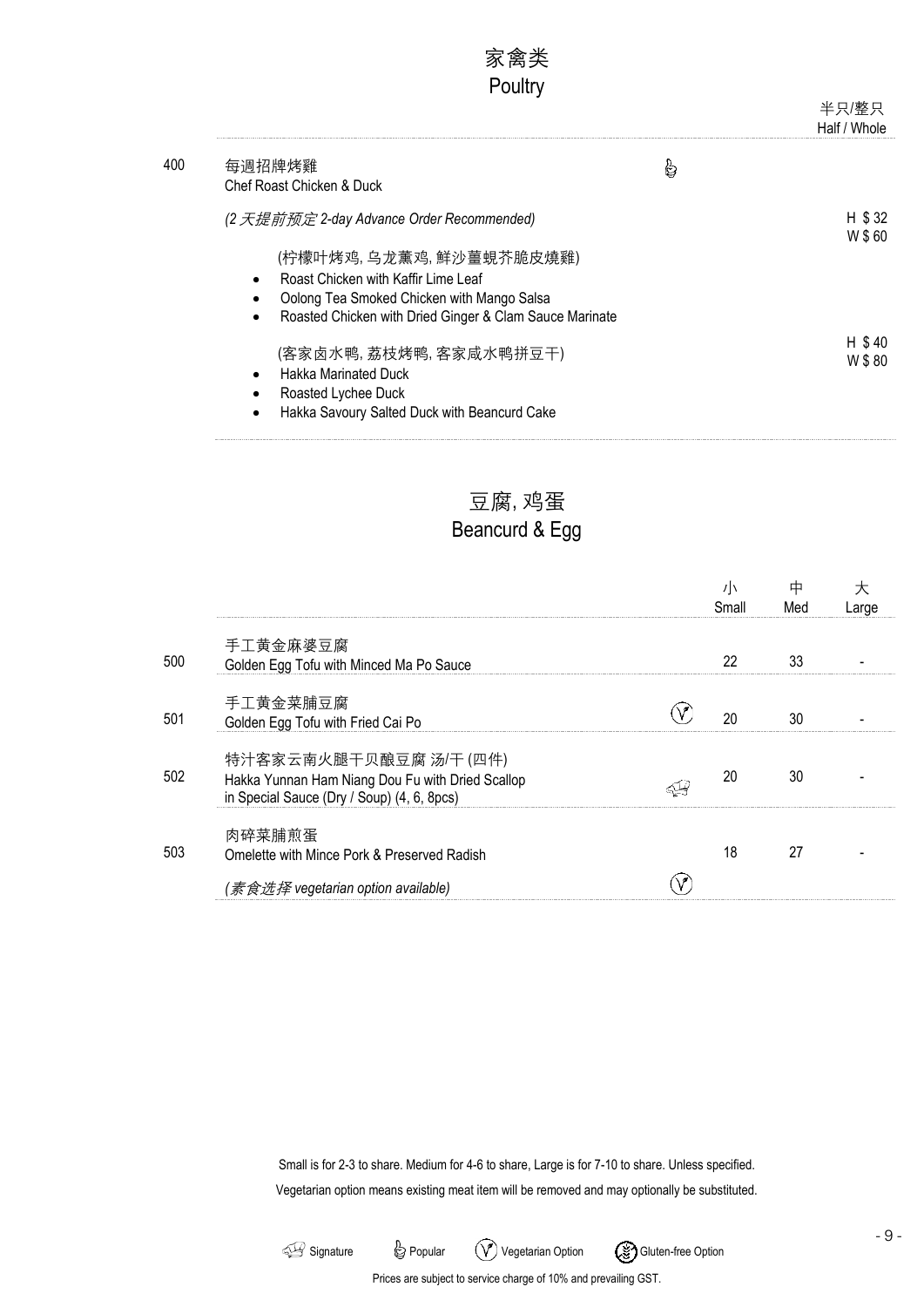# 家禽类
# Poultry

| | | | 半只/整只 Half / Whole |
|---|---|---|---|
| 400 | 每週招牌烤雞<br>Chef Roast Chicken & Duck | Popular | |
| | *(2 天提前预定 2-day Advance Order Recommended)* | | |
| | (柠檬叶烤鸡, 乌龙薰鸡, 鲜沙薑蚬芥脆皮燒雞)<br>• Roast Chicken with Kaffir Lime Leaf<br>• Oolong Tea Smoked Chicken with Mango Salsa<br>• Roasted Chicken with Dried Ginger & Clam Sauce Marinate | | H $ 32<br>W $ 60 |
| | (客家卤水鸭, 荔枝烤鸭, 客家咸水鸭拼豆干)<br>• Hakka Marinated Duck<br>• Roasted Lychee Duck<br>• Hakka Savoury Salted Duck with Beancurd Cake | | H $ 40<br>W $ 80 |

# 豆腐, 鸡蛋
# Beancurd & Egg

| | | | 小 Small | 中 Med | 大 Large |
|---|---|---|---|---|---|
| 500 | 手工黄金麻婆豆腐<br>Golden Egg Tofu with Minced Ma Po Sauce | | 22 | 33 | - |
| 501 | 手工黄金菜脯豆腐<br>Golden Egg Tofu with Fried Cai Po | Vegetarian Option | 20 | 30 | - |
| 502 | 特汁客家云南火腿干贝酿豆腐 汤/干 (四件)<br>Hakka Yunnan Ham Niang Dou Fu with Dried Scallop in Special Sauce (Dry / Soup) (4, 6, 8pcs) | Signature | 20 | 30 | - |
| 503 | 肉碎菜脯煎蛋<br>Omelette with Mince Pork & Preserved Radish<br>*(素食选择 vegetarian option available)* | Vegetarian Option | 18 | 27 | - |

Small is for 2-3 to share. Medium for 4-6 to share, Large is for 7-10 to share. Unless specified.

Vegetarian option means existing meat item will be removed and may optionally be substituted.

Signature &nbsp;&nbsp; Popular &nbsp;&nbsp; Vegetarian Option &nbsp;&nbsp; Gluten-free Option

Prices are subject to service charge of 10% and prevailing GST.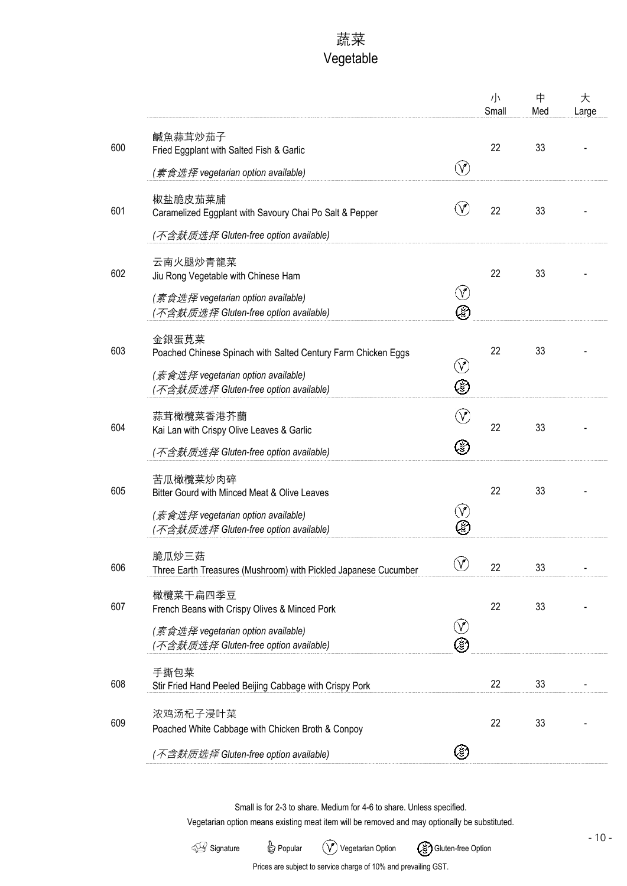# 蔬菜
# Vegetable

| | | | 小 Small | 中 Med | 大 Large |
|---|---|---|---|---|---|
| 600 | 鹹魚蒜茸炒茄子<br>Fried Eggplant with Salted Fish & Garlic<br>*(素食选择 vegetarian option available)* | (V) | 22 | 33 | - |
| 601 | 椒盐脆皮茄菜脯<br>Caramelized Eggplant with Savoury Chai Po Salt & Pepper<br>*(不含麸质选择 Gluten-free option available)* | (V) | 22 | 33 | - |
| 602 | 云南火腿炒青龍菜<br>Jiu Rong Vegetable with Chinese Ham<br>*(素食选择 vegetarian option available)*<br>*(不含麸质选择 Gluten-free option available)* | (V) (GF) | 22 | 33 | - |
| 603 | 金銀蛋莧菜<br>Poached Chinese Spinach with Salted Century Farm Chicken Eggs<br>*(素食选择 vegetarian option available)*<br>*(不含麸质选择 Gluten-free option available)* | (V) (GF) | 22 | 33 | - |
| 604 | 蒜茸橄欖菜香港芥蘭<br>Kai Lan with Crispy Olive Leaves & Garlic<br>*(不含麸质选择 Gluten-free option available)* | (V) (GF) | 22 | 33 | - |
| 605 | 苦瓜橄欖菜炒肉碎<br>Bitter Gourd with Minced Meat & Olive Leaves<br>*(素食选择 vegetarian option available)*<br>*(不含麸质选择 Gluten-free option available)* | (V) (GF) | 22 | 33 | - |
| 606 | 脆瓜炒三菇<br>Three Earth Treasures (Mushroom) with Pickled Japanese Cucumber | (V) | 22 | 33 | - |
| 607 | 橄欖菜干扁四季豆<br>French Beans with Crispy Olives & Minced Pork<br>*(素食选择 vegetarian option available)*<br>*(不含麸质选择 Gluten-free option available)* | (V) (GF) | 22 | 33 | - |
| 608 | 手撕包菜<br>Stir Fried Hand Peeled Beijing Cabbage with Crispy Pork | | 22 | 33 | - |
| 609 | 浓鸡汤杞子浸叶菜<br>Poached White Cabbage with Chicken Broth & Conpoy<br>*(不含麸质选择 Gluten-free option available)* | (GF) | 22 | 33 | - |

Small is for 2-3 to share. Medium for 4-6 to share. Unless specified.

Vegetarian option means existing meat item will be removed and may optionally be substituted.

Signature | Popular | (V) Vegetarian Option | (GF) Gluten-free Option

Prices are subject to service charge of 10% and prevailing GST.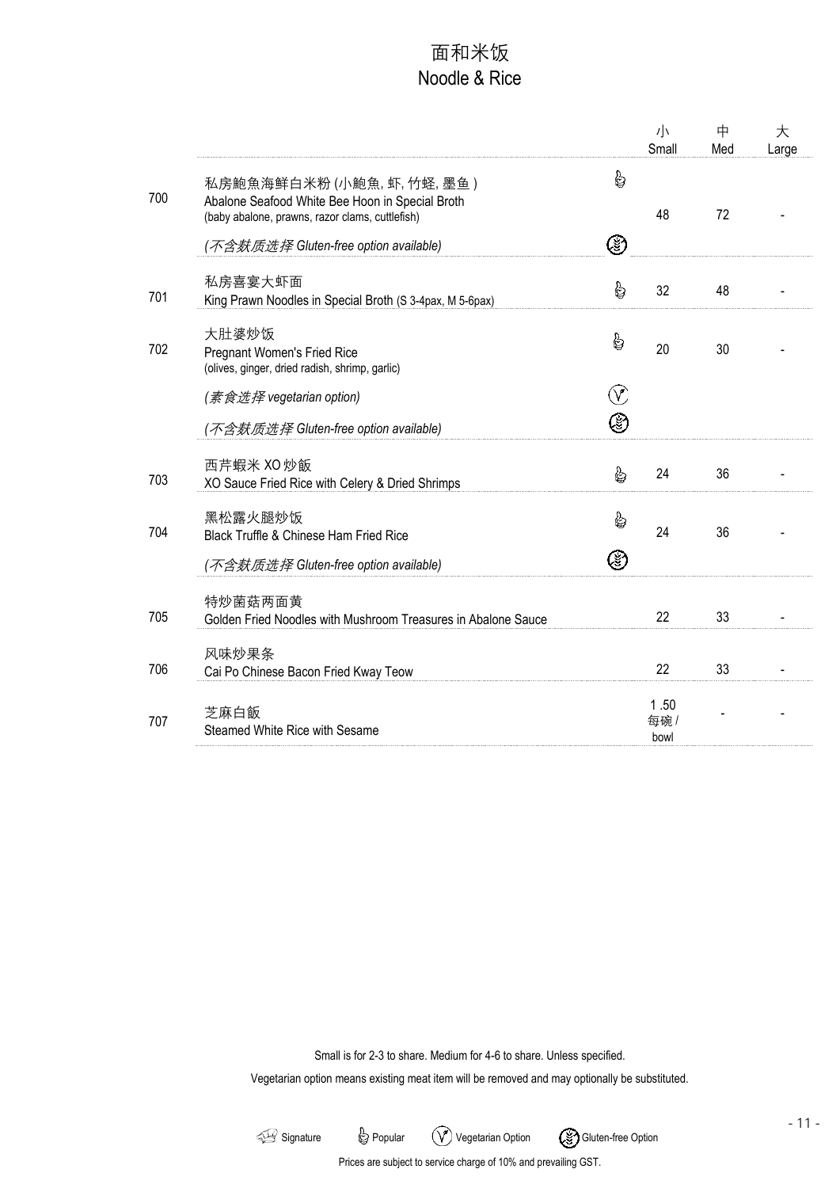# 面和米饭
# Noodle & Rice

| | | | 小 Small | 中 Med | 大 Large |
|---|---|---|---|---|---|
| 700 | 私房鲍魚海鲜白米粉 (小鲍魚, 虾, 竹蛏, 墨鱼 )<br>Abalone Seafood White Bee Hoon in Special Broth<br>(baby abalone, prawns, razor clams, cuttlefish) | Popular | 48 | 72 | - |
| | *(不含麸质选择 Gluten-free option available)* | Gluten-free Option | | | |
| 701 | 私房喜宴大虾面<br>King Prawn Noodles in Special Broth (S 3-4pax, M 5-6pax) | Popular | 32 | 48 | - |
| 702 | 大肚婆炒饭<br>Pregnant Women's Fried Rice<br>(olives, ginger, dried radish, shrimp, garlic) | Popular | 20 | 30 | - |
| | *(素食选择 vegetarian option)* | Vegetarian Option | | | |
| | *(不含麸质选择 Gluten-free option available)* | Gluten-free Option | | | |
| 703 | 西芹蝦米 XO 炒飯<br>XO Sauce Fried Rice with Celery & Dried Shrimps | Popular | 24 | 36 | - |
| 704 | 黑松露火腿炒饭<br>Black Truffle & Chinese Ham Fried Rice | Popular | 24 | 36 | - |
| | *(不含麸质选择 Gluten-free option available)* | Gluten-free Option | | | |
| 705 | 特炒菌菇两面黄<br>Golden Fried Noodles with Mushroom Treasures in Abalone Sauce | | 22 | 33 | - |
| 706 | 风味炒果条<br>Cai Po Chinese Bacon Fried Kway Teow | | 22 | 33 | - |
| 707 | 芝麻白飯<br>Steamed White Rice with Sesame | | 1 .50 每碗 / bowl | - | - |

Small is for 2-3 to share. Medium for 4-6 to share. Unless specified.

Vegetarian option means existing meat item will be removed and may optionally be substituted.

Signature | Popular | Vegetarian Option | Gluten-free Option

Prices are subject to service charge of 10% and prevailing GST.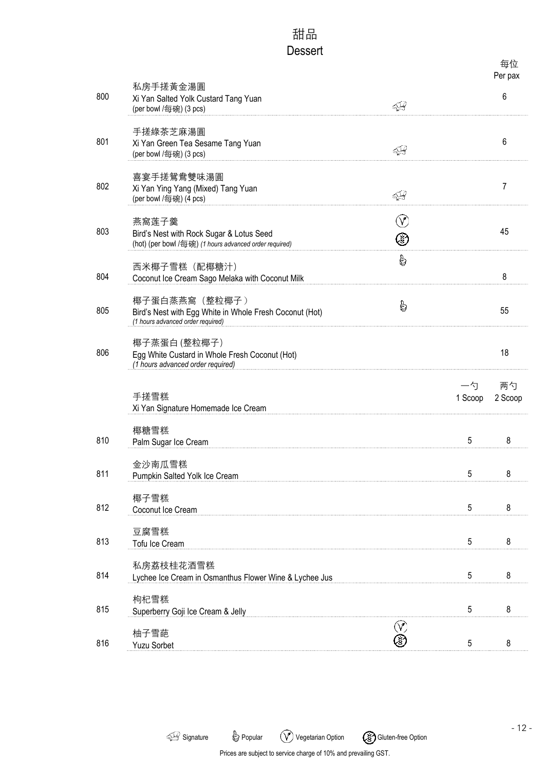# 甜品
# Dessert

| No. | Item | | | 每位 Per pax |
|---|---|---|---|---|
| 800 | 私房手搓黃金湯圓<br>Xi Yan Salted Yolk Custard Tang Yuan<br>(per bowl /每碗) (3 pcs) | Signature | | 6 |
| 801 | 手搓綠茶芝麻湯圓<br>Xi Yan Green Tea Sesame Tang Yuan<br>(per bowl /每碗) (3 pcs) | Signature | | 6 |
| 802 | 喜宴手搓鴛鴦雙味湯圓<br>Xi Yan Ying Yang (Mixed) Tang Yuan<br>(per bowl /每碗) (4 pcs) | Signature | | 7 |
| 803 | 燕窩蓮子羹<br>Bird's Nest with Rock Sugar & Lotus Seed<br>(hot) (per bowl /每碗) *(1 hours advanced order required)* | Vegetarian Option, Gluten-free Option | | 45 |
| 804 | 西米椰子雪糕（配椰糖汁）<br>Coconut Ice Cream Sago Melaka with Coconut Milk | Popular | | 8 |
| 805 | 椰子蛋白蒸燕窩（整粒椰子）<br>Bird's Nest with Egg White in Whole Fresh Coconut (Hot)<br>*(1 hours advanced order required)* | Popular | | 55 |
| 806 | 椰子蒸蛋白 (整粒椰子)<br>Egg White Custard in Whole Fresh Coconut (Hot)<br>*(1 hours advanced order required)* | | | 18 |

| No. | 手搓雪糕<br>Xi Yan Signature Homemade Ice Cream | | 一勺 1 Scoop | 两勺 2 Scoop |
|---|---|---|---|---|
| 810 | 椰糖雪糕<br>Palm Sugar Ice Cream | | 5 | 8 |
| 811 | 金沙南瓜雪糕<br>Pumpkin Salted Yolk Ice Cream | | 5 | 8 |
| 812 | 椰子雪糕<br>Coconut Ice Cream | | 5 | 8 |
| 813 | 豆腐雪糕<br>Tofu Ice Cream | | 5 | 8 |
| 814 | 私房荔枝桂花酒雪糕<br>Lychee Ice Cream in Osmanthus Flower Wine & Lychee Jus | | 5 | 8 |
| 815 | 枸杞雪糕<br>Superberry Goji Ice Cream & Jelly | | 5 | 8 |
| 816 | 柚子雪葩<br>Yuzu Sorbet | Vegetarian Option, Gluten-free Option | 5 | 8 |

Signature | Popular | Vegetarian Option | Gluten-free Option

Prices are subject to service charge of 10% and prevailing GST.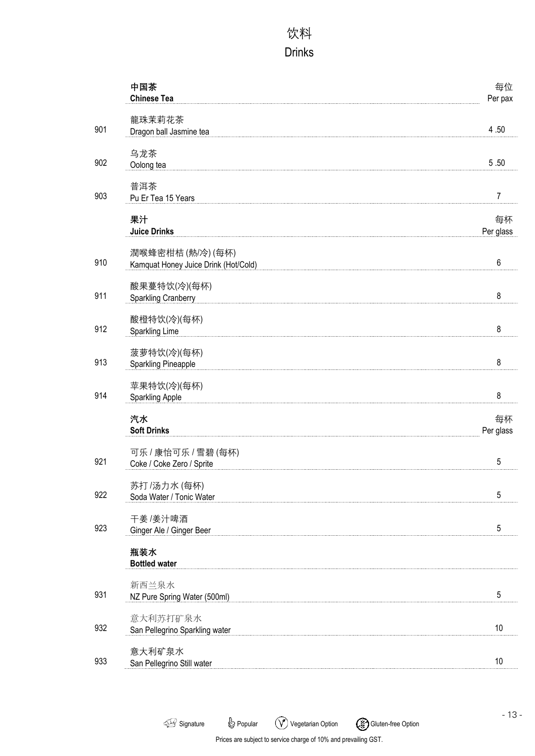# 饮料
# Drinks

| | | |
|---|---|---|
| | **中国茶**<br>**Chinese Tea** | 每位<br>Per pax |
| 901 | 龍珠茉莉花茶<br>Dragon ball Jasmine tea | 4 .50 |
| 902 | 乌龙茶<br>Oolong tea | 5 .50 |
| 903 | 普洱茶<br>Pu Er Tea 15 Years | 7 |
| | **果汁**<br>**Juice Drinks** | 每杯<br>Per glass |
| 910 | 潤喉蜂密柑桔 (熱/冷) (每杯)<br>Kamquat Honey Juice Drink (Hot/Cold) | 6 |
| 911 | 酸果蔓特饮(冷)(每杯)<br>Sparkling Cranberry | 8 |
| 912 | 酸橙特饮(冷)(每杯)<br>Sparkling Lime | 8 |
| 913 | 菠萝特饮(冷)(每杯)<br>Sparkling Pineapple | 8 |
| 914 | 苹果特饮(冷)(每杯)<br>Sparkling Apple | 8 |
| | **汽水**<br>**Soft Drinks** | 每杯<br>Per glass |
| 921 | 可乐 / 康怡可乐 / 雪碧 (每杯)<br>Coke / Coke Zero / Sprite | 5 |
| 922 | 苏打 /汤力水 (每杯)<br>Soda Water / Tonic Water | 5 |
| 923 | 干姜 /姜汁啤酒<br>Ginger Ale / Ginger Beer | 5 |
| | **瓶装水**<br>**Bottled water** | |
| 931 | 新西兰泉水<br>NZ Pure Spring Water (500ml) | 5 |
| 932 | 意大利苏打矿泉水<br>San Pellegrino Sparkling water | 10 |
| 933 | 意大利矿泉水<br>San Pellegrino Still water | 10 |

Signature Popular Vegetarian Option Gluten-free Option

Prices are subject to service charge of 10% and prevailing GST.